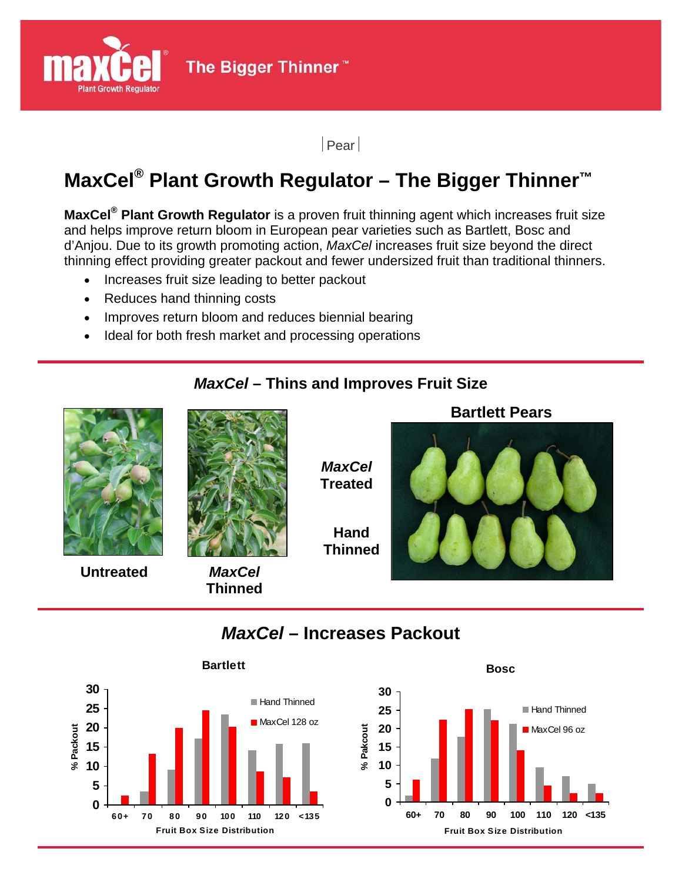# MaxCel® Plant Growth Regulator – The Bigger Thinner™

Pear

**MaxCel® Plant Growth Regulator** is a proven fruit thinning agent which increases fruit size and helps improve return bloom in European pear varieties such as Bartlett, Bosc and d'Anjou. Due to its growth promoting action, *MaxCel* increases fruit size beyond the direct thinning effect providing greater packout and fewer undersized fruit than traditional thinners.

- Increases fruit size leading to better packout
- Reduces hand thinning costs
- Improves return bloom and reduces biennial bearing
- Ideal for both fresh market and processing operations

## *MaxCel* – Thins and Improves Fruit Size

Untreated

*MaxCel* Thinned

**Bartlett Pears**

*MaxCel* Treated

Hand Thinned

## *MaxCel* – Increases Packout

**Bartlett** — % Packout by Fruit Box Size Distribution (Hand Thinned vs. MaxCel 128 oz)

**Bosc** — % Pakcout by Fruit Box Size Distribution (Hand Thinned vs. MaxCel 96 oz)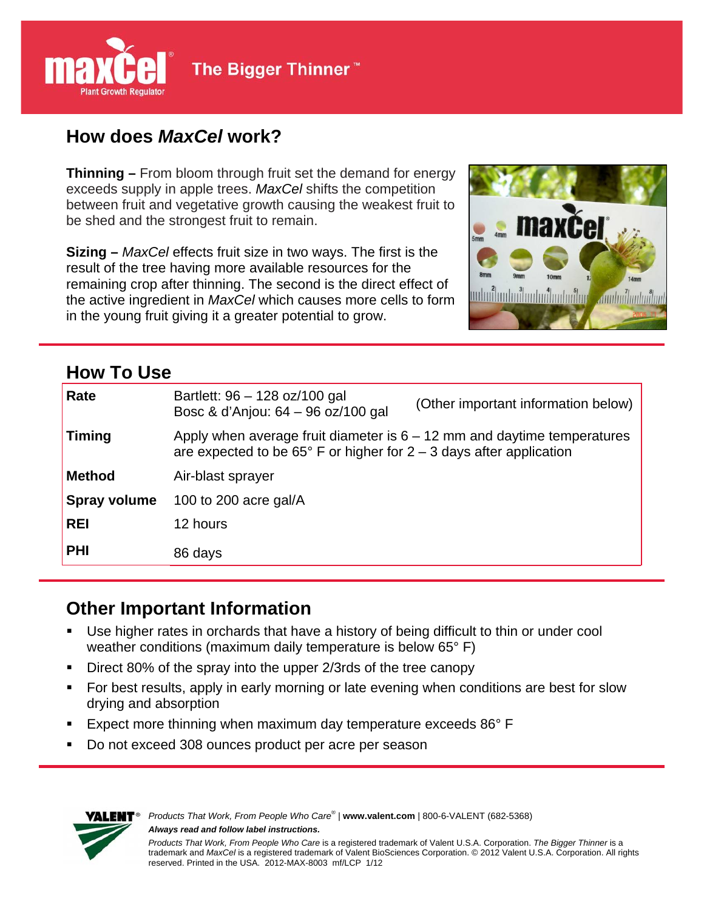maxCel Plant Growth Regulator — The Bigger Thinner™

## How does *MaxCel* work?

**Thinning –** From bloom through fruit set the demand for energy exceeds supply in apple trees. *MaxCel* shifts the competition between fruit and vegetative growth causing the weakest fruit to be shed and the strongest fruit to remain.

**Sizing –** *MaxCel* effects fruit size in two ways. The first is the result of the tree having more available resources for the remaining crop after thinning. The second is the direct effect of the active ingredient in *MaxCel* which causes more cells to form in the young fruit giving it a greater potential to grow.

## How To Use

| | | |
|---|---|---|
| **Rate** | Bartlett: 96 – 128 oz/100 gal<br>Bosc & d'Anjou: 64 – 96 oz/100 gal | (Other important information below) |
| **Timing** | Apply when average fruit diameter is 6 – 12 mm and daytime temperatures are expected to be 65° F or higher for 2 – 3 days after application | |
| **Method** | Air-blast sprayer | |
| **Spray volume** | 100 to 200 acre gal/A | |
| **REI** | 12 hours | |
| **PHI** | 86 days | |

## Other Important Information

- Use higher rates in orchards that have a history of being difficult to thin or under cool weather conditions (maximum daily temperature is below 65° F)
- Direct 80% of the spray into the upper 2/3rds of the tree canopy
- For best results, apply in early morning or late evening when conditions are best for slow drying and absorption
- Expect more thinning when maximum day temperature exceeds 86° F
- Do not exceed 308 ounces product per acre per season

VALENT® *Products That Work, From People Who Care*® | **www.valent.com** | 800-6-VALENT (682-5368)

***Always read and follow label instructions.***

*Products That Work, From People Who Care* is a registered trademark of Valent U.S.A. Corporation. *The Bigger Thinner* is a trademark and *MaxCel* is a registered trademark of Valent BioSciences Corporation. © 2012 Valent U.S.A. Corporation. All rights reserved. Printed in the USA. 2012-MAX-8003 mf/LCP 1/12